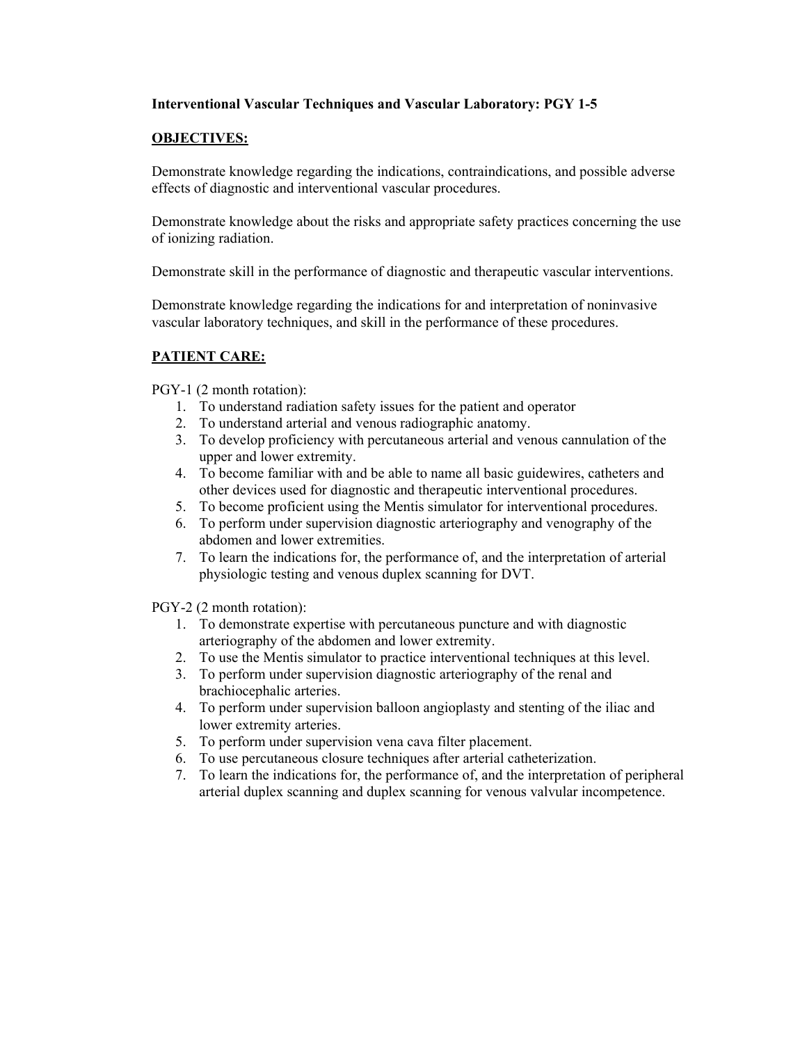**Interventional Vascular Techniques and Vascular Laboratory: PGY 1-5**

## OBJECTIVES:

Demonstrate knowledge regarding the indications, contraindications, and possible adverse effects of diagnostic and interventional vascular procedures.

Demonstrate knowledge about the risks and appropriate safety practices concerning the use of ionizing radiation.

Demonstrate skill in the performance of diagnostic and therapeutic vascular interventions.

Demonstrate knowledge regarding the indications for and interpretation of noninvasive vascular laboratory techniques, and skill in the performance of these procedures.

## PATIENT CARE:

PGY-1 (2 month rotation):

1. To understand radiation safety issues for the patient and operator
2. To understand arterial and venous radiographic anatomy.
3. To develop proficiency with percutaneous arterial and venous cannulation of the upper and lower extremity.
4. To become familiar with and be able to name all basic guidewires, catheters and other devices used for diagnostic and therapeutic interventional procedures.
5. To become proficient using the Mentis simulator for interventional procedures.
6. To perform under supervision diagnostic arteriography and venography of the abdomen and lower extremities.
7. To learn the indications for, the performance of, and the interpretation of arterial physiologic testing and venous duplex scanning for DVT.

PGY-2 (2 month rotation):

1. To demonstrate expertise with percutaneous puncture and with diagnostic arteriography of the abdomen and lower extremity.
2. To use the Mentis simulator to practice interventional techniques at this level.
3. To perform under supervision diagnostic arteriography of the renal and brachiocephalic arteries.
4. To perform under supervision balloon angioplasty and stenting of the iliac and lower extremity arteries.
5. To perform under supervision vena cava filter placement.
6. To use percutaneous closure techniques after arterial catheterization.
7. To learn the indications for, the performance of, and the interpretation of peripheral arterial duplex scanning and duplex scanning for venous valvular incompetence.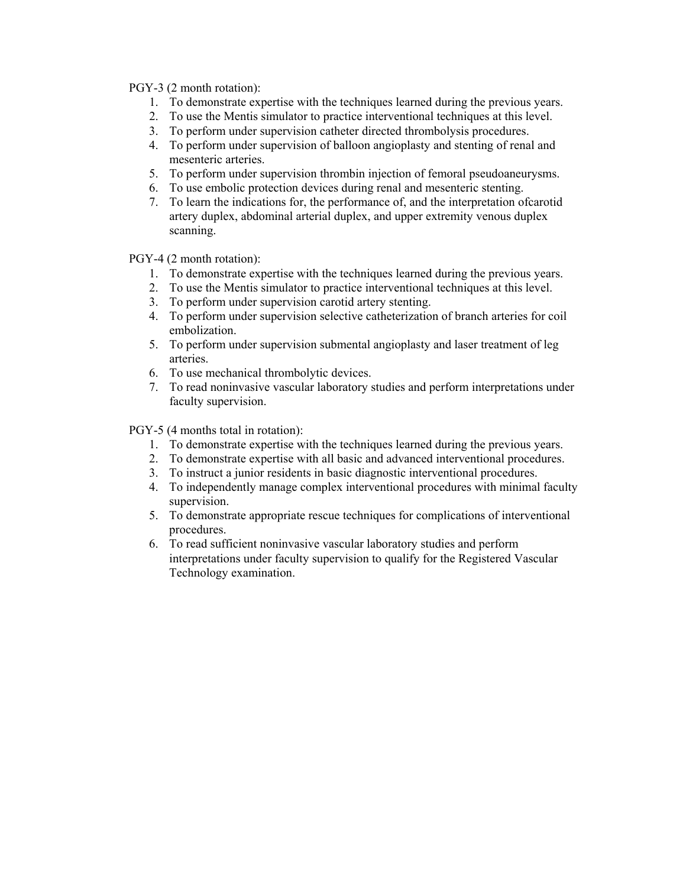PGY-3 (2 month rotation):

1. To demonstrate expertise with the techniques learned during the previous years.
2. To use the Mentis simulator to practice interventional techniques at this level.
3. To perform under supervision catheter directed thrombolysis procedures.
4. To perform under supervision of balloon angioplasty and stenting of renal and mesenteric arteries.
5. To perform under supervision thrombin injection of femoral pseudoaneurysms.
6. To use embolic protection devices during renal and mesenteric stenting.
7. To learn the indications for, the performance of, and the interpretation ofcarotid artery duplex, abdominal arterial duplex, and upper extremity venous duplex scanning.

PGY-4 (2 month rotation):

1. To demonstrate expertise with the techniques learned during the previous years.
2. To use the Mentis simulator to practice interventional techniques at this level.
3. To perform under supervision carotid artery stenting.
4. To perform under supervision selective catheterization of branch arteries for coil embolization.
5. To perform under supervision submental angioplasty and laser treatment of leg arteries.
6. To use mechanical thrombolytic devices.
7. To read noninvasive vascular laboratory studies and perform interpretations under faculty supervision.

PGY-5 (4 months total in rotation):

1. To demonstrate expertise with the techniques learned during the previous years.
2. To demonstrate expertise with all basic and advanced interventional procedures.
3. To instruct a junior residents in basic diagnostic interventional procedures.
4. To independently manage complex interventional procedures with minimal faculty supervision.
5. To demonstrate appropriate rescue techniques for complications of interventional procedures.
6. To read sufficient noninvasive vascular laboratory studies and perform interpretations under faculty supervision to qualify for the Registered Vascular Technology examination.